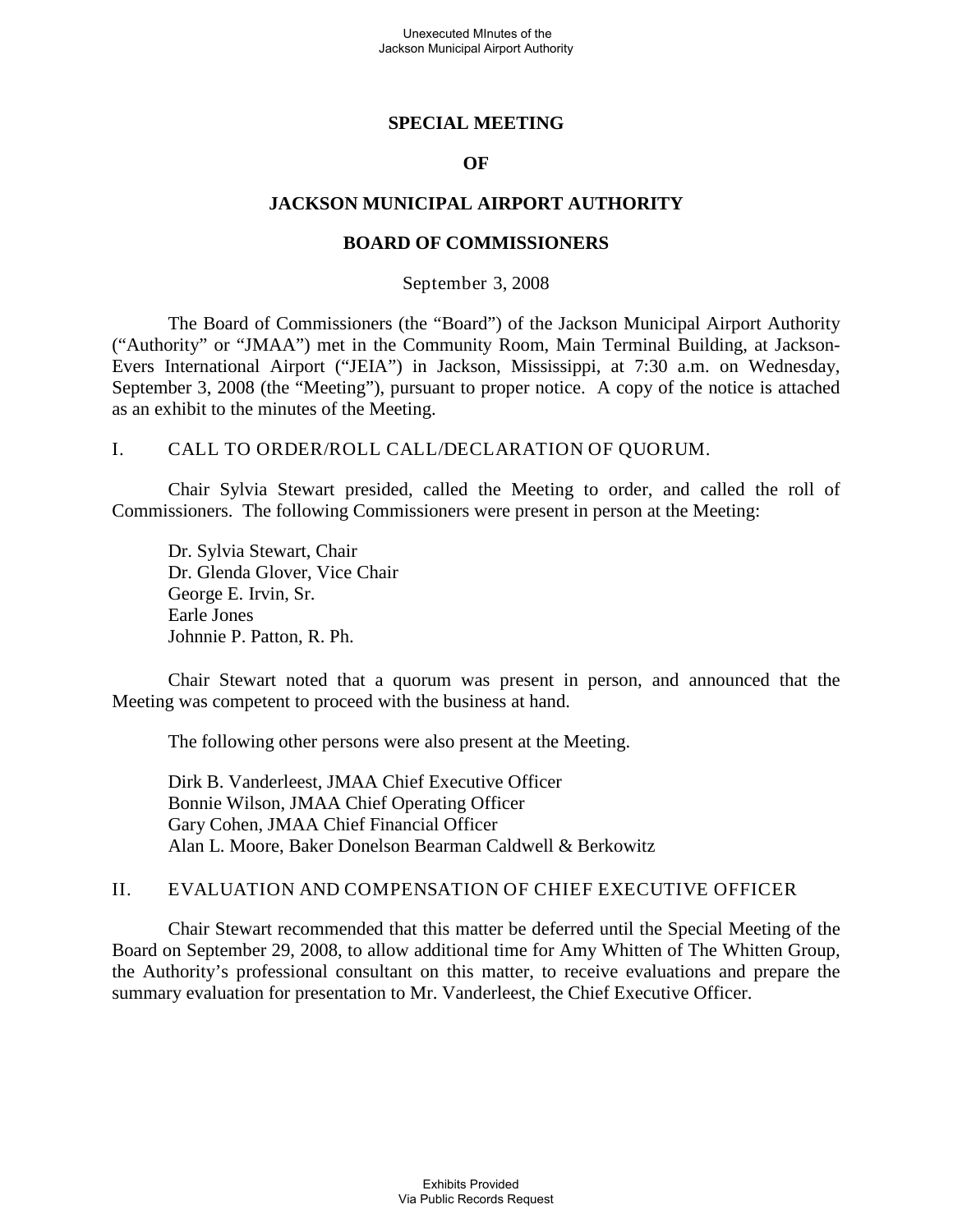# SPECIAL MEETING

# OF

# JACKSON MUNICIPAL AIRPORT AUTHORITY

# BOARD OF COMMISSIONERS

September 3, 2008

The Board of Commissioners (the "Board") of the Jackson Municipal Airport Authority ("Authority" or "JMAA") met in the Community Room, Main Terminal Building, at Jackson-Evers International Airport ("JEIA") in Jackson, Mississippi, at 7:30 a.m. on Wednesday, September 3, 2008 (the "Meeting"), pursuant to proper notice. A copy of the notice is attached as an exhibit to the minutes of the Meeting.

## I. CALL TO ORDER/ROLL CALL/DECLARATION OF QUORUM.

Chair Sylvia Stewart presided, called the Meeting to order, and called the roll of Commissioners. The following Commissioners were present in person at the Meeting:

Dr. Sylvia Stewart, Chair
Dr. Glenda Glover, Vice Chair
George E. Irvin, Sr.
Earle Jones
Johnnie P. Patton, R. Ph.

Chair Stewart noted that a quorum was present in person, and announced that the Meeting was competent to proceed with the business at hand.

The following other persons were also present at the Meeting.

Dirk B. Vanderleest, JMAA Chief Executive Officer
Bonnie Wilson, JMAA Chief Operating Officer
Gary Cohen, JMAA Chief Financial Officer
Alan L. Moore, Baker Donelson Bearman Caldwell & Berkowitz

## II. EVALUATION AND COMPENSATION OF CHIEF EXECUTIVE OFFICER

Chair Stewart recommended that this matter be deferred until the Special Meeting of the Board on September 29, 2008, to allow additional time for Amy Whitten of The Whitten Group, the Authority's professional consultant on this matter, to receive evaluations and prepare the summary evaluation for presentation to Mr. Vanderleest, the Chief Executive Officer.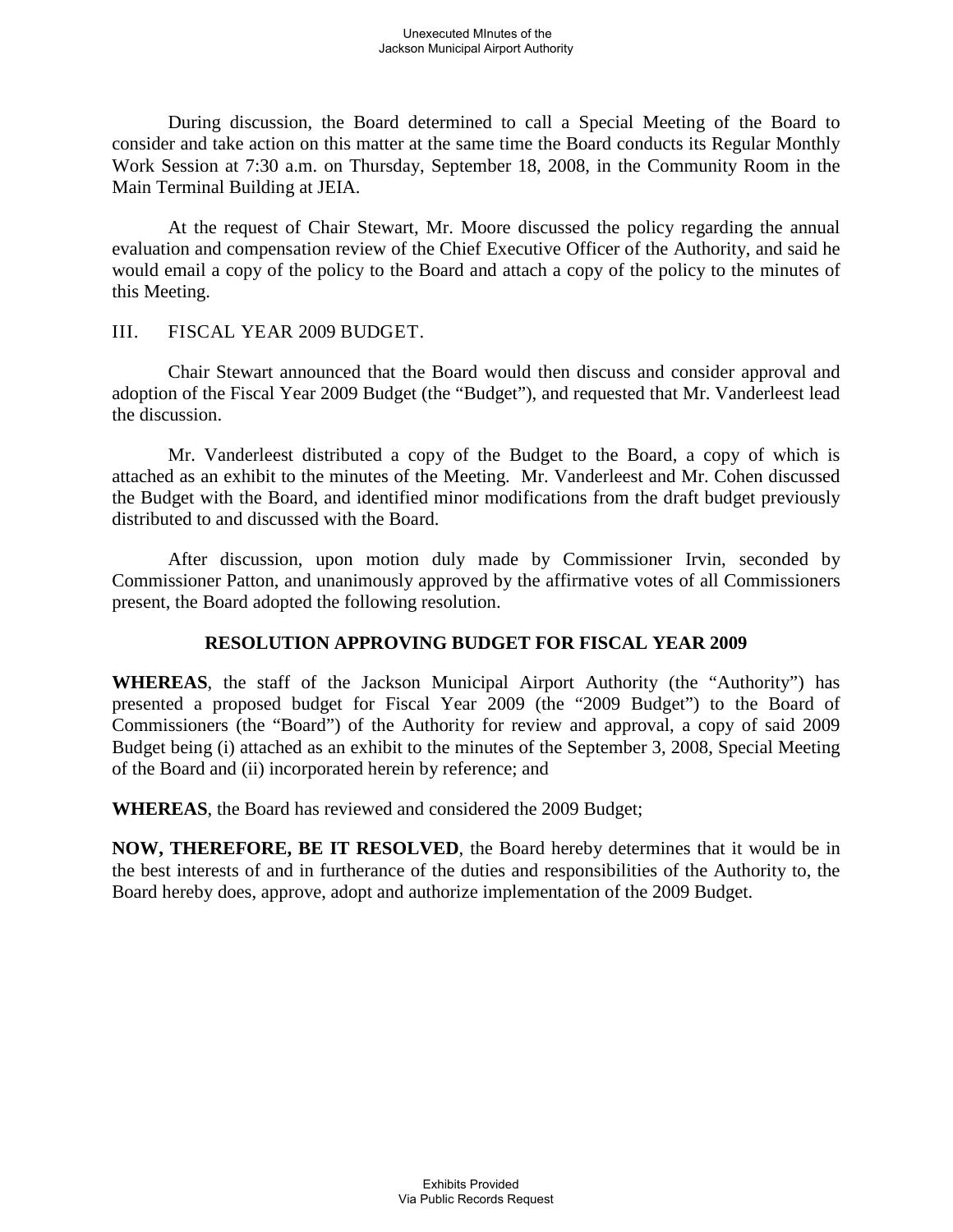During discussion, the Board determined to call a Special Meeting of the Board to consider and take action on this matter at the same time the Board conducts its Regular Monthly Work Session at 7:30 a.m. on Thursday, September 18, 2008, in the Community Room in the Main Terminal Building at JEIA.

At the request of Chair Stewart, Mr. Moore discussed the policy regarding the annual evaluation and compensation review of the Chief Executive Officer of the Authority, and said he would email a copy of the policy to the Board and attach a copy of the policy to the minutes of this Meeting.

III. FISCAL YEAR 2009 BUDGET.

Chair Stewart announced that the Board would then discuss and consider approval and adoption of the Fiscal Year 2009 Budget (the "Budget"), and requested that Mr. Vanderleest lead the discussion.

Mr. Vanderleest distributed a copy of the Budget to the Board, a copy of which is attached as an exhibit to the minutes of the Meeting. Mr. Vanderleest and Mr. Cohen discussed the Budget with the Board, and identified minor modifications from the draft budget previously distributed to and discussed with the Board.

After discussion, upon motion duly made by Commissioner Irvin, seconded by Commissioner Patton, and unanimously approved by the affirmative votes of all Commissioners present, the Board adopted the following resolution.

**RESOLUTION APPROVING BUDGET FOR FISCAL YEAR 2009**

**WHEREAS**, the staff of the Jackson Municipal Airport Authority (the "Authority") has presented a proposed budget for Fiscal Year 2009 (the "2009 Budget") to the Board of Commissioners (the "Board") of the Authority for review and approval, a copy of said 2009 Budget being (i) attached as an exhibit to the minutes of the September 3, 2008, Special Meeting of the Board and (ii) incorporated herein by reference; and

**WHEREAS**, the Board has reviewed and considered the 2009 Budget;

**NOW, THEREFORE, BE IT RESOLVED**, the Board hereby determines that it would be in the best interests of and in furtherance of the duties and responsibilities of the Authority to, the Board hereby does, approve, adopt and authorize implementation of the 2009 Budget.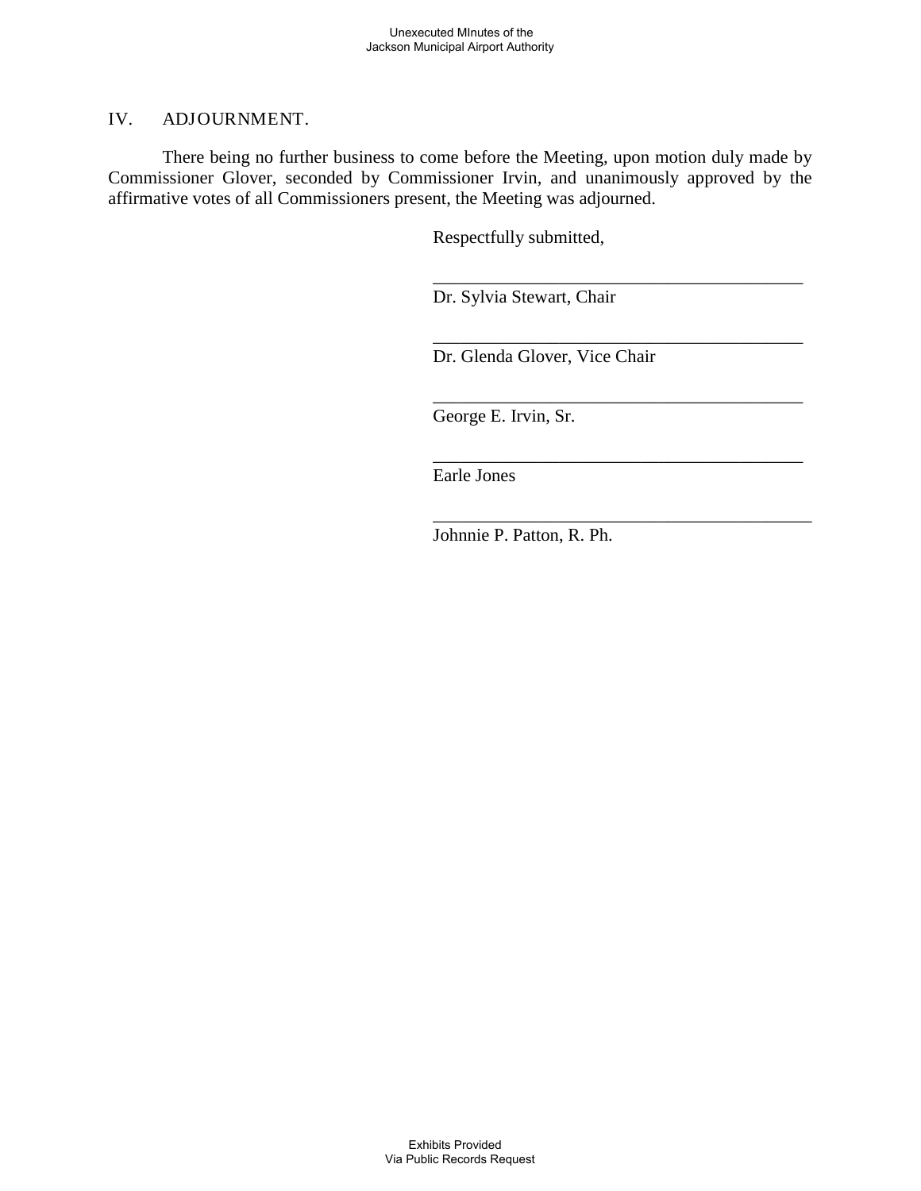## IV. ADJOURNMENT.

There being no further business to come before the Meeting, upon motion duly made by Commissioner Glover, seconded by Commissioner Irvin, and unanimously approved by the affirmative votes of all Commissioners present, the Meeting was adjourned.

Respectfully submitted,

\_\_\_\_\_\_\_\_\_\_\_\_\_\_\_\_\_\_\_\_\_\_\_\_\_\_\_\_\_\_\_\_\_\_\_\_\_\_\_\_\_\_

Dr. Sylvia Stewart, Chair

\_\_\_\_\_\_\_\_\_\_\_\_\_\_\_\_\_\_\_\_\_\_\_\_\_\_\_\_\_\_\_\_\_\_\_\_\_\_\_\_\_\_

Dr. Glenda Glover, Vice Chair

\_\_\_\_\_\_\_\_\_\_\_\_\_\_\_\_\_\_\_\_\_\_\_\_\_\_\_\_\_\_\_\_\_\_\_\_\_\_\_\_\_\_

George E. Irvin, Sr.

\_\_\_\_\_\_\_\_\_\_\_\_\_\_\_\_\_\_\_\_\_\_\_\_\_\_\_\_\_\_\_\_\_\_\_\_\_\_\_\_\_\_

Earle Jones

\_\_\_\_\_\_\_\_\_\_\_\_\_\_\_\_\_\_\_\_\_\_\_\_\_\_\_\_\_\_\_\_\_\_\_\_\_\_\_\_\_\_

Johnnie P. Patton, R. Ph.